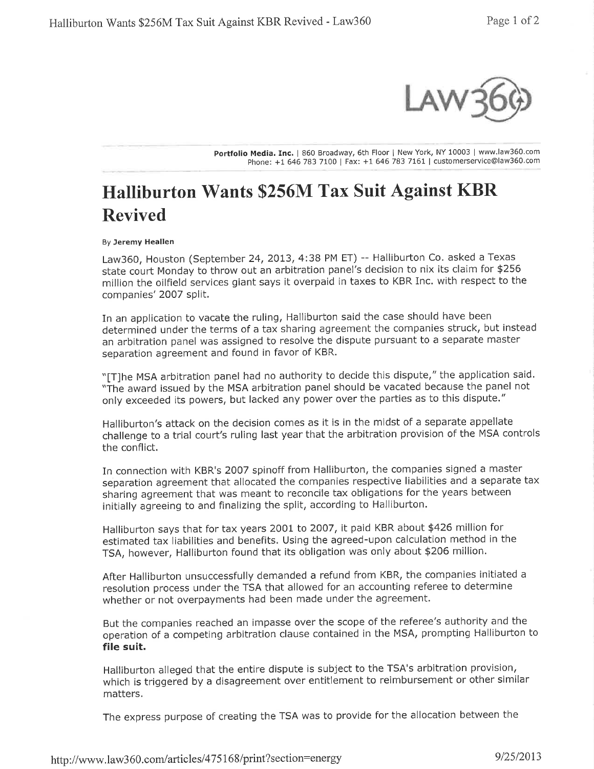Portfolio Media. Inc. | 860 Broadway, 6th Floor | New York, NY 10003 | www.law360.com
Phone: +1 646 783 7100 | Fax: +1 646 783 7161 | customerservice@law360.com

# Halliburton Wants $256M Tax Suit Against KBR Revived

By **Jeremy Heallen**

Law360, Houston (September 24, 2013, 4:38 PM ET) -- Halliburton Co. asked a Texas state court Monday to throw out an arbitration panel's decision to nix its claim for $256 million the oilfield services giant says it overpaid in taxes to KBR Inc. with respect to the companies' 2007 split.

In an application to vacate the ruling, Halliburton said the case should have been determined under the terms of a tax sharing agreement the companies struck, but instead an arbitration panel was assigned to resolve the dispute pursuant to a separate master separation agreement and found in favor of KBR.

"[T]he MSA arbitration panel had no authority to decide this dispute," the application said. "The award issued by the MSA arbitration panel should be vacated because the panel not only exceeded its powers, but lacked any power over the parties as to this dispute."

Halliburton's attack on the decision comes as it is in the midst of a separate appellate challenge to a trial court's ruling last year that the arbitration provision of the MSA controls the conflict.

In connection with KBR's 2007 spinoff from Halliburton, the companies signed a master separation agreement that allocated the companies respective liabilities and a separate tax sharing agreement that was meant to reconcile tax obligations for the years between initially agreeing to and finalizing the split, according to Halliburton.

Halliburton says that for tax years 2001 to 2007, it paid KBR about $426 million for estimated tax liabilities and benefits. Using the agreed-upon calculation method in the TSA, however, Halliburton found that its obligation was only about $206 million.

After Halliburton unsuccessfully demanded a refund from KBR, the companies initiated a resolution process under the TSA that allowed for an accounting referee to determine whether or not overpayments had been made under the agreement.

But the companies reached an impasse over the scope of the referee's authority and the operation of a competing arbitration clause contained in the MSA, prompting Halliburton to **file suit.**

Halliburton alleged that the entire dispute is subject to the TSA's arbitration provision, which is triggered by a disagreement over entitlement to reimbursement or other similar matters.

The express purpose of creating the TSA was to provide for the allocation between the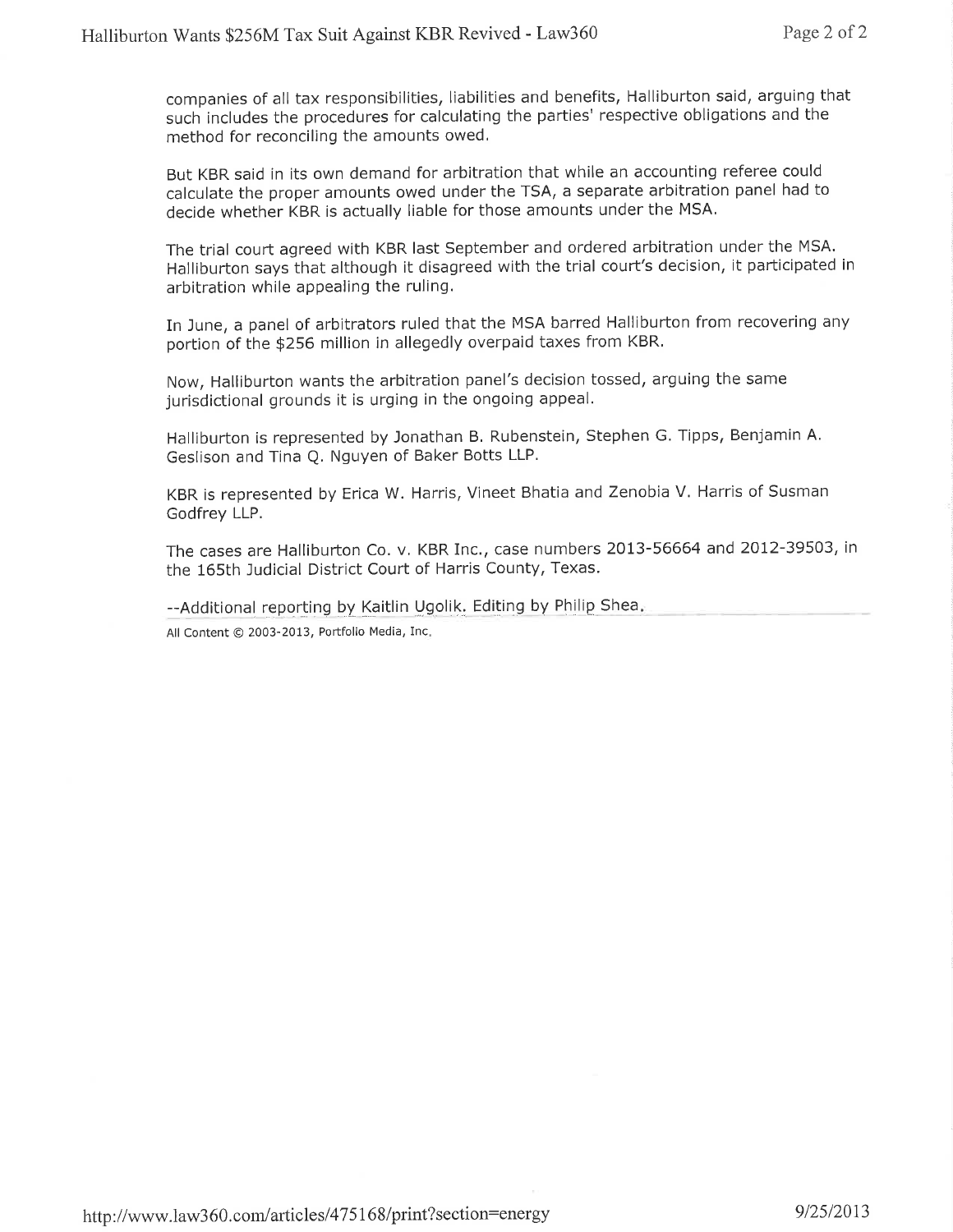companies of all tax responsibilities, liabilities and benefits, Halliburton said, arguing that such includes the procedures for calculating the parties' respective obligations and the method for reconciling the amounts owed.

But KBR said in its own demand for arbitration that while an accounting referee could calculate the proper amounts owed under the TSA, a separate arbitration panel had to decide whether KBR is actually liable for those amounts under the MSA.

The trial court agreed with KBR last September and ordered arbitration under the MSA. Halliburton says that although it disagreed with the trial court's decision, it participated in arbitration while appealing the ruling.

In June, a panel of arbitrators ruled that the MSA barred Halliburton from recovering any portion of the $256 million in allegedly overpaid taxes from KBR.

Now, Halliburton wants the arbitration panel's decision tossed, arguing the same jurisdictional grounds it is urging in the ongoing appeal.

Halliburton is represented by Jonathan B. Rubenstein, Stephen G. Tipps, Benjamin A. Geslison and Tina Q. Nguyen of Baker Botts LLP.

KBR is represented by Erica W. Harris, Vineet Bhatia and Zenobia V. Harris of Susman Godfrey LLP.

The cases are Halliburton Co. v. KBR Inc., case numbers 2013-56664 and 2012-39503, in the 165th Judicial District Court of Harris County, Texas.

--Additional reporting by Kaitlin Ugolik. Editing by Philip Shea.

All Content © 2003-2013, Portfolio Media, Inc.